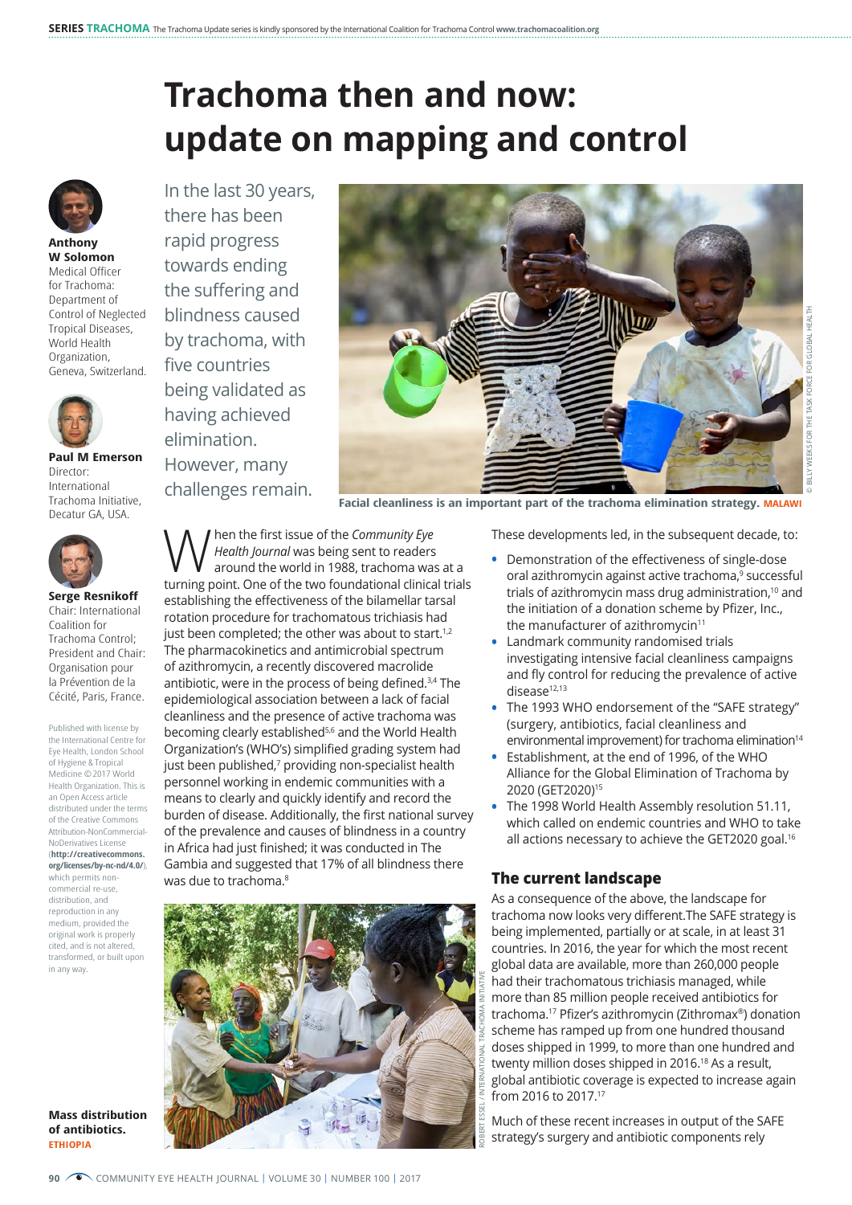# Trachoma then and now: update on mapping and control

**Anthony W Solomon**
Medical Officer for Trachoma: Department of Control of Neglected Tropical Diseases, World Health Organization, Geneva, Switzerland.

**Paul M Emerson**
Director: International Trachoma Initiative, Decatur GA, USA.

**Serge Resnikoff**
Chair: International Coalition for Trachoma Control; President and Chair: Organisation pour la Prévention de la Cécité, Paris, France.

Published with license by the International Centre for Eye Health, London School of Hygiene & Tropical Medicine © 2017 World Health Organization. This is an Open Access article distributed under the terms of the Creative Commons Attribution-NonCommercial-NoDerivatives License (**http://creativecommons.org/licenses/by-nc-nd/4.0/**), which permits non-commercial re-use, distribution, and reproduction in any medium, provided the original work is properly cited, and is not altered, transformed, or built upon in any way.

In the last 30 years, there has been rapid progress towards ending the suffering and blindness caused by trachoma, with five countries being validated as having achieved elimination. However, many challenges remain.

**Facial cleanliness is an important part of the trachoma elimination strategy.** MALAWI

When the first issue of the *Community Eye Health Journal* was being sent to readers around the world in 1988, trachoma was at a turning point. One of the two foundational clinical trials establishing the effectiveness of the bilamellar tarsal rotation procedure for trachomatous trichiasis had just been completed; the other was about to start.[1,2] The pharmacokinetics and antimicrobial spectrum of azithromycin, a recently discovered macrolide antibiotic, were in the process of being defined.[3,4] The epidemiological association between a lack of facial cleanliness and the presence of active trachoma was becoming clearly established[5,6] and the World Health Organization's (WHO's) simplified grading system had just been published,[7] providing non-specialist health personnel working in endemic communities with a means to clearly and quickly identify and record the burden of disease. Additionally, the first national survey of the prevalence and causes of blindness in a country in Africa had just finished; it was conducted in The Gambia and suggested that 17% of all blindness there was due to trachoma.[8]

**Mass distribution of antibiotics.** ETHIOPIA

These developments led, in the subsequent decade, to:

- Demonstration of the effectiveness of single-dose oral azithromycin against active trachoma,[9] successful trials of azithromycin mass drug administration,[10] and the initiation of a donation scheme by Pfizer, Inc., the manufacturer of azithromycin[11]
- Landmark community randomised trials investigating intensive facial cleanliness campaigns and fly control for reducing the prevalence of active disease[12,13]
- The 1993 WHO endorsement of the "SAFE strategy" (surgery, antibiotics, facial cleanliness and environmental improvement) for trachoma elimination[14]
- Establishment, at the end of 1996, of the WHO Alliance for the Global Elimination of Trachoma by 2020 (GET2020)[15]
- The 1998 World Health Assembly resolution 51.11, which called on endemic countries and WHO to take all actions necessary to achieve the GET2020 goal.[16]

## The current landscape

As a consequence of the above, the landscape for trachoma now looks very different.The SAFE strategy is being implemented, partially or at scale, in at least 31 countries. In 2016, the year for which the most recent global data are available, more than 260,000 people had their trachomatous trichiasis managed, while more than 85 million people received antibiotics for trachoma.[17] Pfizer's azithromycin (Zithromax®) donation scheme has ramped up from one hundred thousand doses shipped in 1999, to more than one hundred and twenty million doses shipped in 2016.[18] As a result, global antibiotic coverage is expected to increase again from 2016 to 2017.[17]

Much of these recent increases in output of the SAFE strategy's surgery and antibiotic components rely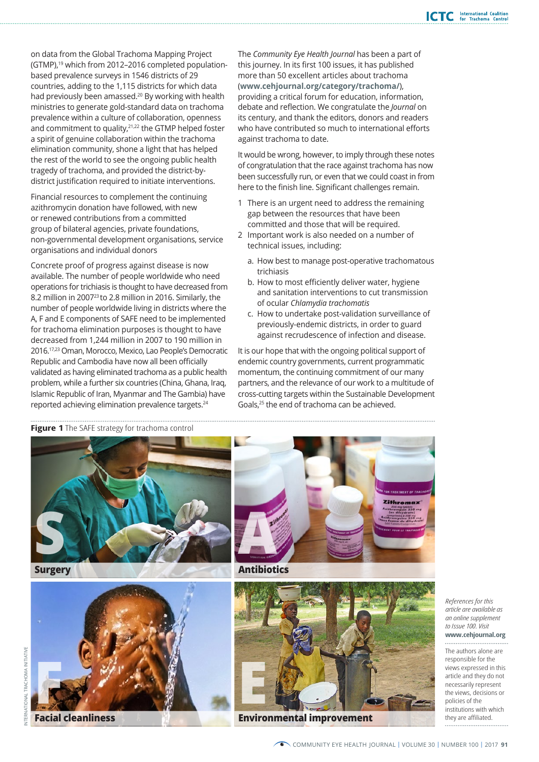on data from the Global Trachoma Mapping Project (GTMP),[19] which from 2012–2016 completed population-based prevalence surveys in 1546 districts of 29 countries, adding to the 1,115 districts for which data had previously been amassed.[20] By working with health ministries to generate gold-standard data on trachoma prevalence within a culture of collaboration, openness and commitment to quality,[21,22] the GTMP helped foster a spirit of genuine collaboration within the trachoma elimination community, shone a light that has helped the rest of the world to see the ongoing public health tragedy of trachoma, and provided the district-by-district justification required to initiate interventions.

Financial resources to complement the continuing azithromycin donation have followed, with new or renewed contributions from a committed group of bilateral agencies, private foundations, non-governmental development organisations, service organisations and individual donors

Concrete proof of progress against disease is now available. The number of people worldwide who need operations for trichiasis is thought to have decreased from 8.2 million in 2007[23] to 2.8 million in 2016. Similarly, the number of people worldwide living in districts where the A, F and E components of SAFE need to be implemented for trachoma elimination purposes is thought to have decreased from 1,244 million in 2007 to 190 million in 2016.[17,23] Oman, Morocco, Mexico, Lao People's Democratic Republic and Cambodia have now all been officially validated as having eliminated trachoma as a public health problem, while a further six countries (China, Ghana, Iraq, Islamic Republic of Iran, Myanmar and The Gambia) have reported achieving elimination prevalence targets.[24]

The *Community Eye Health Journal* has been a part of this journey. In its first 100 issues, it has published more than 50 excellent articles about trachoma (**www.cehjournal.org/category/trachoma/**), providing a critical forum for education, information, debate and reflection. We congratulate the *Journal* on its century, and thank the editors, donors and readers who have contributed so much to international efforts against trachoma to date.

It would be wrong, however, to imply through these notes of congratulation that the race against trachoma has now been successfully run, or even that we could coast in from here to the finish line. Significant challenges remain.

1 There is an urgent need to address the remaining gap between the resources that have been committed and those that will be required.
2 Important work is also needed on a number of technical issues, including:
   a. How best to manage post-operative trachomatous trichiasis
   b. How to most efficiently deliver water, hygiene and sanitation interventions to cut transmission of ocular *Chlamydia trachomatis*
   c. How to undertake post-validation surveillance of previously-endemic districts, in order to guard against recrudescence of infection and disease.

It is our hope that with the ongoing political support of endemic country governments, current programmatic momentum, the continuing commitment of our many partners, and the relevance of our work to a multitude of cross-cutting targets within the Sustainable Development Goals,[25] the end of trachoma can be achieved.

**Figure 1** The SAFE strategy for trachoma control

Surgery

Antibiotics

Facial cleanliness

Environmental improvement

INTERNATIONAL TRACHOMA INITIATIVE

*References for this article are available as an online supplement to Issue 100. Visit* **www.cehjournal.org**

The authors alone are responsible for the views expressed in this article and they do not necessarily represent the views, decisions or policies of the institutions with which they are affiliated.